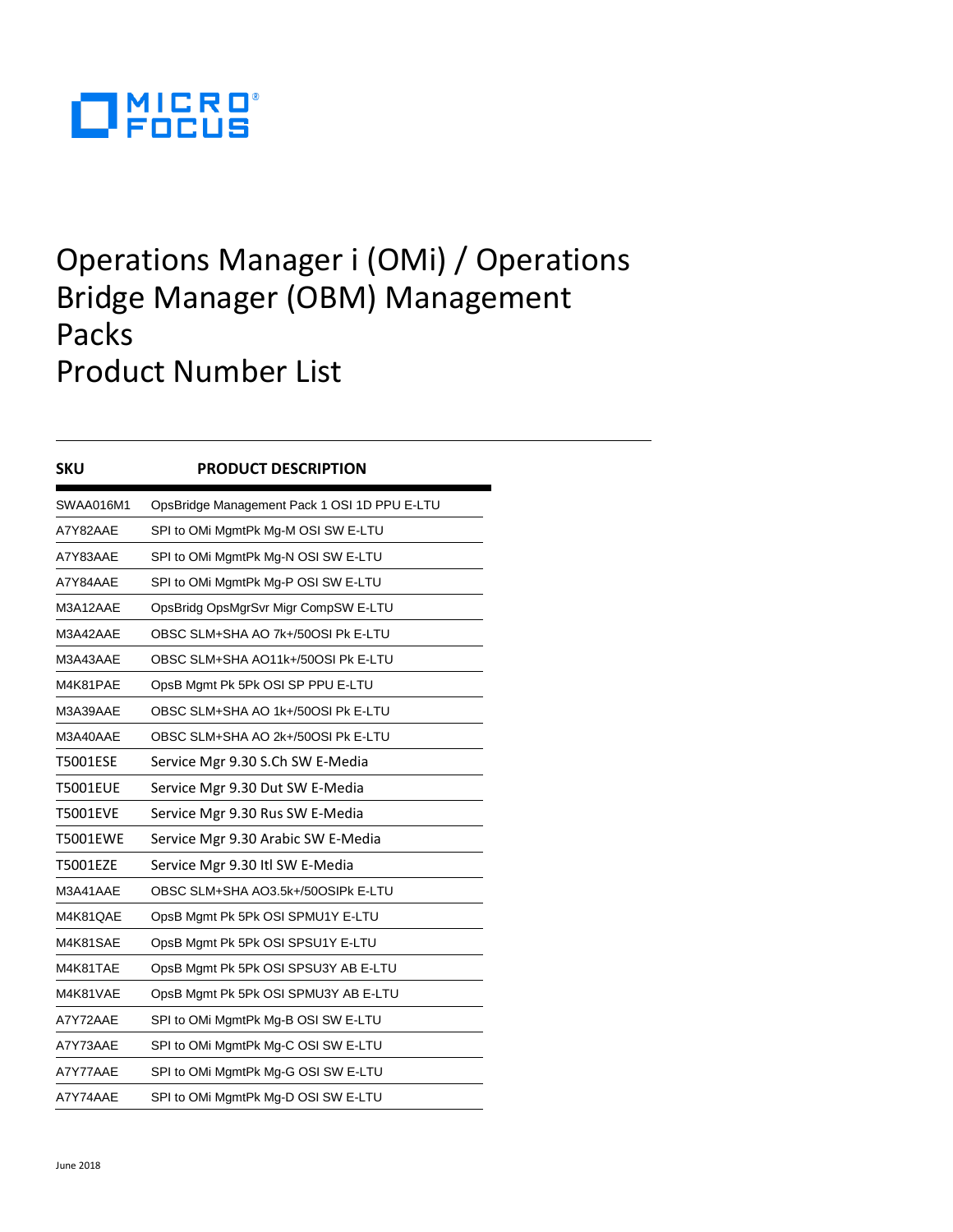# Operations Manager i (OMi) / Operations Bridge Manager (OBM) Management Packs
# Product Number List

| SKU | PRODUCT DESCRIPTION |
|---|---|
| SWAA016M1 | OpsBridge Management Pack 1 OSI 1D PPU E-LTU |
| A7Y82AAE | SPI to OMi MgmtPk Mg-M OSI SW E-LTU |
| A7Y83AAE | SPI to OMi MgmtPk Mg-N OSI SW E-LTU |
| A7Y84AAE | SPI to OMi MgmtPk Mg-P OSI SW E-LTU |
| M3A12AAE | OpsBridg OpsMgrSvr Migr CompSW E-LTU |
| M3A42AAE | OBSC SLM+SHA AO 7k+/50OSI Pk E-LTU |
| M3A43AAE | OBSC SLM+SHA AO11k+/50OSI Pk E-LTU |
| M4K81PAE | OpsB Mgmt Pk 5Pk OSI SP PPU E-LTU |
| M3A39AAE | OBSC SLM+SHA AO 1k+/50OSI Pk E-LTU |
| M3A40AAE | OBSC SLM+SHA AO 2k+/50OSI Pk E-LTU |
| T5001ESE | Service Mgr 9.30 S.Ch SW E-Media |
| T5001EUE | Service Mgr 9.30 Dut SW E-Media |
| T5001EVE | Service Mgr 9.30 Rus SW E-Media |
| T5001EWE | Service Mgr 9.30 Arabic SW E-Media |
| T5001EZE | Service Mgr 9.30 Itl SW E-Media |
| M3A41AAE | OBSC SLM+SHA AO3.5k+/50OSIPk E-LTU |
| M4K81QAE | OpsB Mgmt Pk 5Pk OSI SPMU1Y E-LTU |
| M4K81SAE | OpsB Mgmt Pk 5Pk OSI SPSU1Y E-LTU |
| M4K81TAE | OpsB Mgmt Pk 5Pk OSI SPSU3Y AB E-LTU |
| M4K81VAE | OpsB Mgmt Pk 5Pk OSI SPMU3Y AB E-LTU |
| A7Y72AAE | SPI to OMi MgmtPk Mg-B OSI SW E-LTU |
| A7Y73AAE | SPI to OMi MgmtPk Mg-C OSI SW E-LTU |
| A7Y77AAE | SPI to OMi MgmtPk Mg-G OSI SW E-LTU |
| A7Y74AAE | SPI to OMi MgmtPk Mg-D OSI SW E-LTU |

June 2018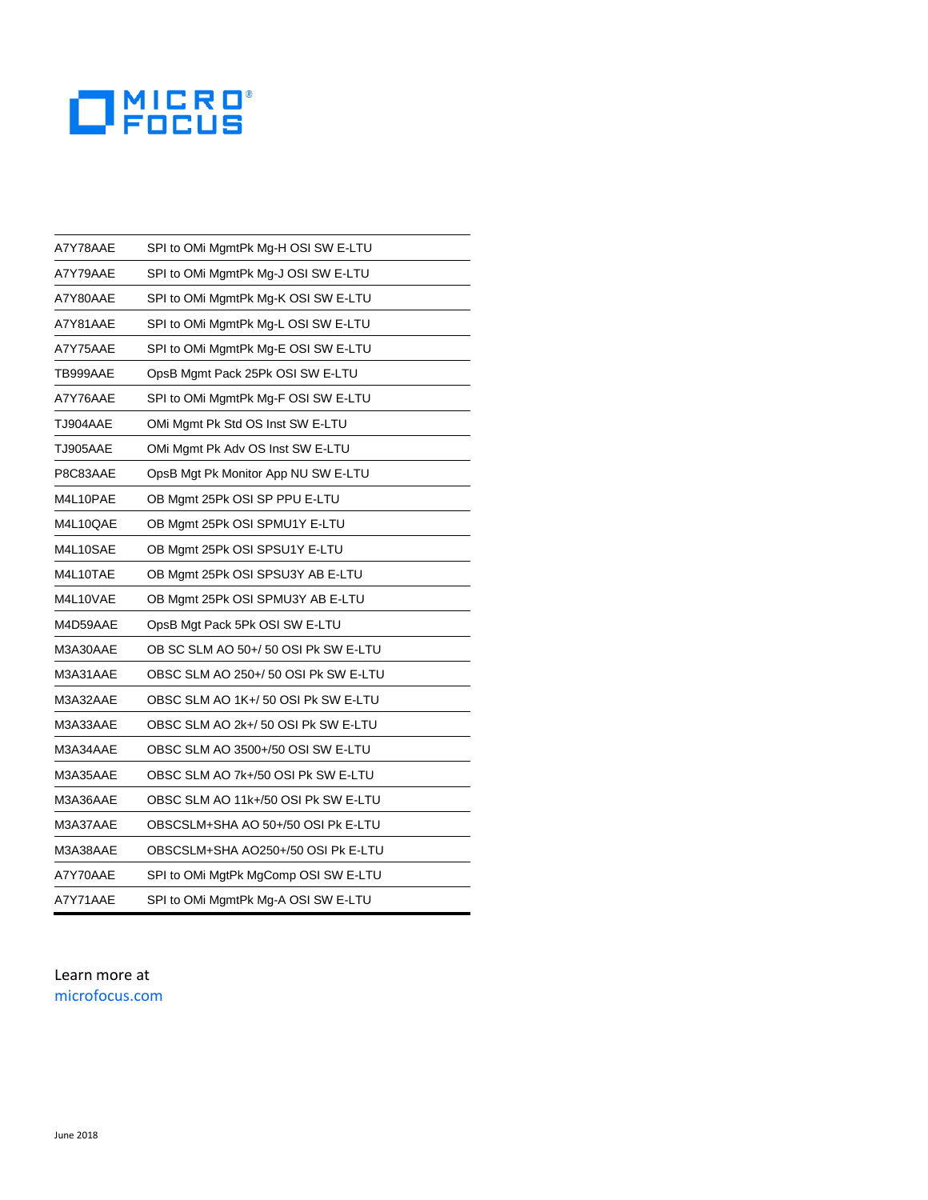| | |
|---|---|
| A7Y78AAE | SPI to OMi MgmtPk Mg-H OSI SW E-LTU |
| A7Y79AAE | SPI to OMi MgmtPk Mg-J OSI SW E-LTU |
| A7Y80AAE | SPI to OMi MgmtPk Mg-K OSI SW E-LTU |
| A7Y81AAE | SPI to OMi MgmtPk Mg-L OSI SW E-LTU |
| A7Y75AAE | SPI to OMi MgmtPk Mg-E OSI SW E-LTU |
| TB999AAE | OpsB Mgmt Pack 25Pk OSI SW E-LTU |
| A7Y76AAE | SPI to OMi MgmtPk Mg-F OSI SW E-LTU |
| TJ904AAE | OMi Mgmt Pk Std OS Inst SW E-LTU |
| TJ905AAE | OMi Mgmt Pk Adv OS Inst SW E-LTU |
| P8C83AAE | OpsB Mgt Pk Monitor App NU SW E-LTU |
| M4L10PAE | OB Mgmt 25Pk OSI SP PPU E-LTU |
| M4L10QAE | OB Mgmt 25Pk OSI SPMU1Y E-LTU |
| M4L10SAE | OB Mgmt 25Pk OSI SPSU1Y E-LTU |
| M4L10TAE | OB Mgmt 25Pk OSI SPSU3Y AB E-LTU |
| M4L10VAE | OB Mgmt 25Pk OSI SPMU3Y AB E-LTU |
| M4D59AAE | OpsB Mgt Pack 5Pk OSI SW E-LTU |
| M3A30AAE | OB SC SLM AO 50+/ 50 OSI Pk SW E-LTU |
| M3A31AAE | OBSC SLM AO 250+/ 50 OSI Pk SW E-LTU |
| M3A32AAE | OBSC SLM AO 1K+/ 50 OSI Pk SW E-LTU |
| M3A33AAE | OBSC SLM AO 2k+/ 50 OSI Pk SW E-LTU |
| M3A34AAE | OBSC SLM AO 3500+/50 OSI SW E-LTU |
| M3A35AAE | OBSC SLM AO 7k+/50 OSI Pk SW E-LTU |
| M3A36AAE | OBSC SLM AO 11k+/50 OSI Pk SW E-LTU |
| M3A37AAE | OBSCSLM+SHA AO 50+/50 OSI Pk E-LTU |
| M3A38AAE | OBSCSLM+SHA AO250+/50 OSI Pk E-LTU |
| A7Y70AAE | SPI to OMi MgtPk MgComp OSI SW E-LTU |
| A7Y71AAE | SPI to OMi MgmtPk Mg-A OSI SW E-LTU |

Learn more at
microfocus.com

June 2018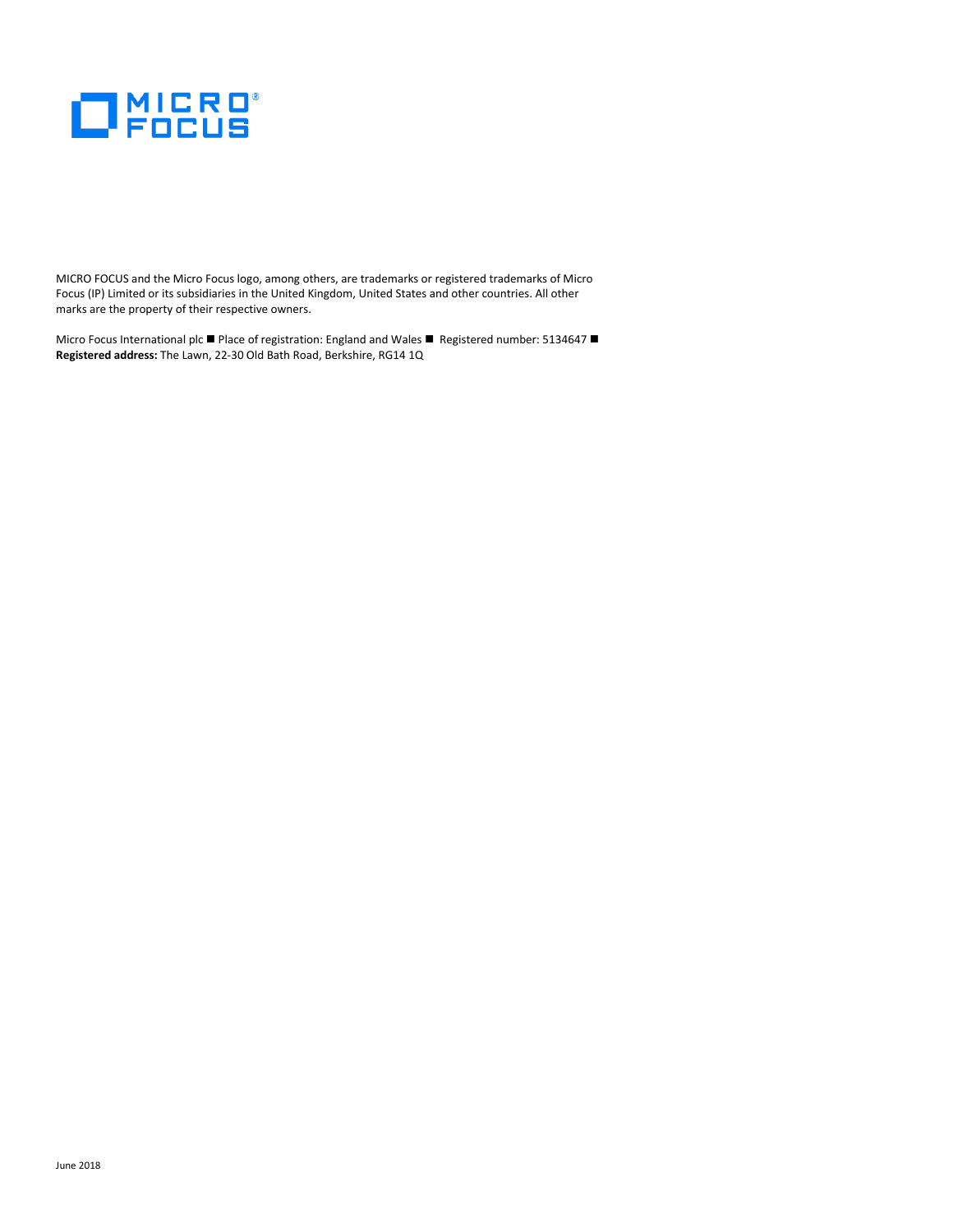MICRO FOCUS and the Micro Focus logo, among others, are trademarks or registered trademarks of Micro Focus (IP) Limited or its subsidiaries in the United Kingdom, United States and other countries. All other marks are the property of their respective owners.

Micro Focus International plc ■ Place of registration: England and Wales ■ Registered number: 5134647 ■
**Registered address:** The Lawn, 22-30 Old Bath Road, Berkshire, RG14 1Q

June 2018